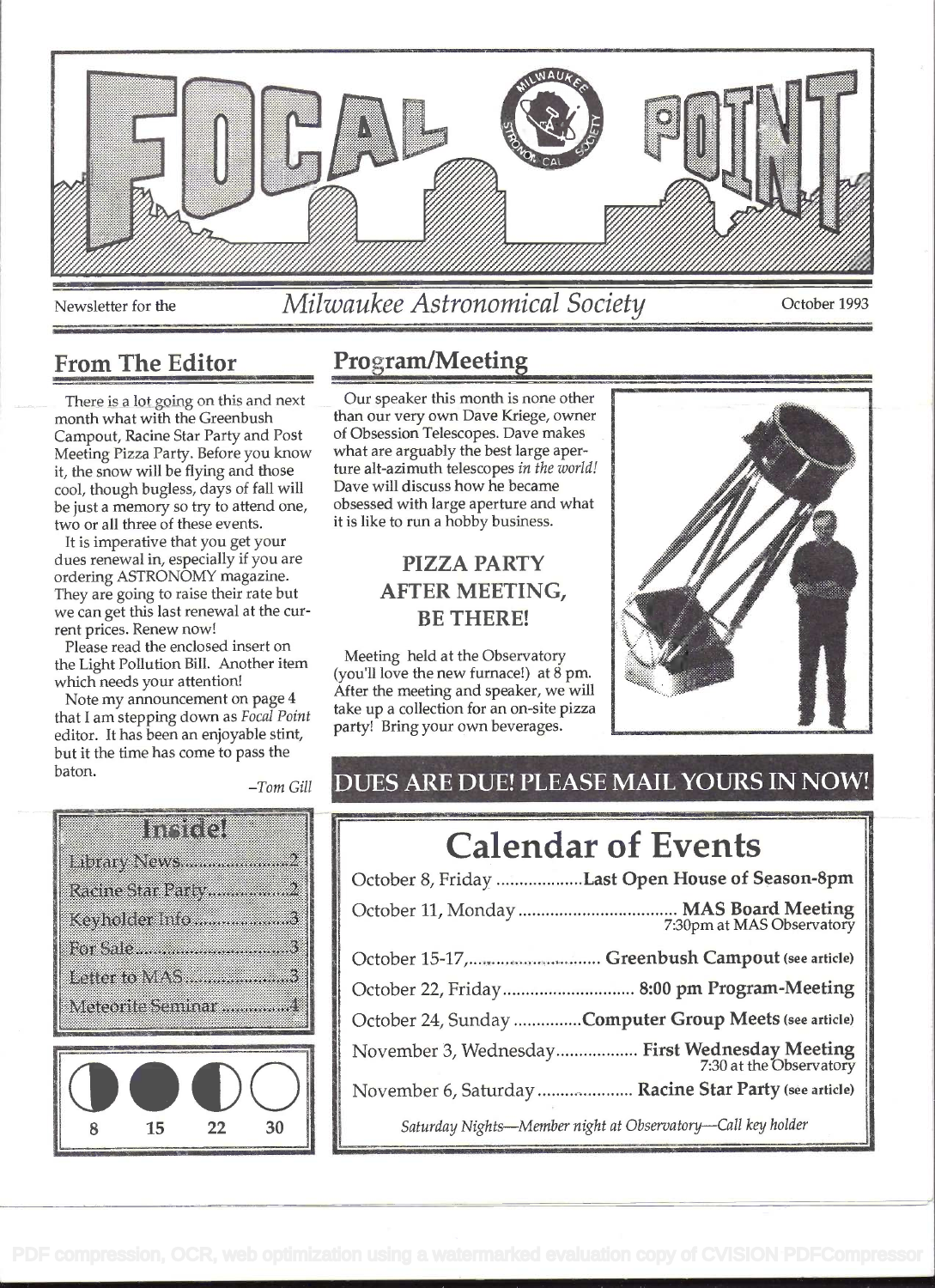# FOCAL POINT

Newsletter for the *Milwaukee Astronomical Society* October 1993

## From The Editor

There is a lot going on this and next month what with the Greenbush Campout, Racine Star Party and Post Meeting Pizza Party. Before you know it, the snow will be flying and those cool, though bugless, days of fall will be just a memory so try to attend one, two or all three of these events.

It is imperative that you get your dues renewal in, especially if you are ordering ASTRONOMY magazine. They are going to raise their rate but we can get this last renewal at the current prices. Renew now!

Please read the enclosed insert on the Light Pollution Bill. Another item which needs your attention!

Note my announcement on page 4 that I am stepping down as *Focal Point* editor. It has been an enjoyable stint, but it the time has come to pass the baton.

*–Tom Gill*

## Inside!

- Library News.....2
- Racine Star Party.....2
- Keyholder Info.....3
- For Sale.....3
- Letter to MAS.....3
- Meteorite Seminar.....4

8 15 22 30

## Program/Meeting

Our speaker this month is none other than our very own Dave Kriege, owner of Obsession Telescopes. Dave makes what are arguably the best large aperture alt-azimuth telescopes *in the world!* Dave will discuss how he became obsessed with large aperture and what it is like to run a hobby business.

### PIZZA PARTY AFTER MEETING, BE THERE!

Meeting held at the Observatory (you'll love the new furnace!) at 8 pm. After the meeting and speaker, we will take up a collection for an on-site pizza party! Bring your own beverages.

**DUES ARE DUE! PLEASE MAIL YOURS IN NOW!**

## Calendar of Events

- October 8, Friday .....**Last Open House of Season-8pm**
- October 11, Monday .....**MAS Board Meeting** 7:30pm at MAS Observatory
- October 15-17, .....**Greenbush Campout** (see article)
- October 22, Friday .....**8:00 pm Program-Meeting**
- October 24, Sunday .....**Computer Group Meets** (see article)
- November 3, Wednesday .....**First Wednesday Meeting** 7:30 at the Observatory
- November 6, Saturday .....**Racine Star Party** (see article)

*Saturday Nights—Member night at Observatory—Call key holder*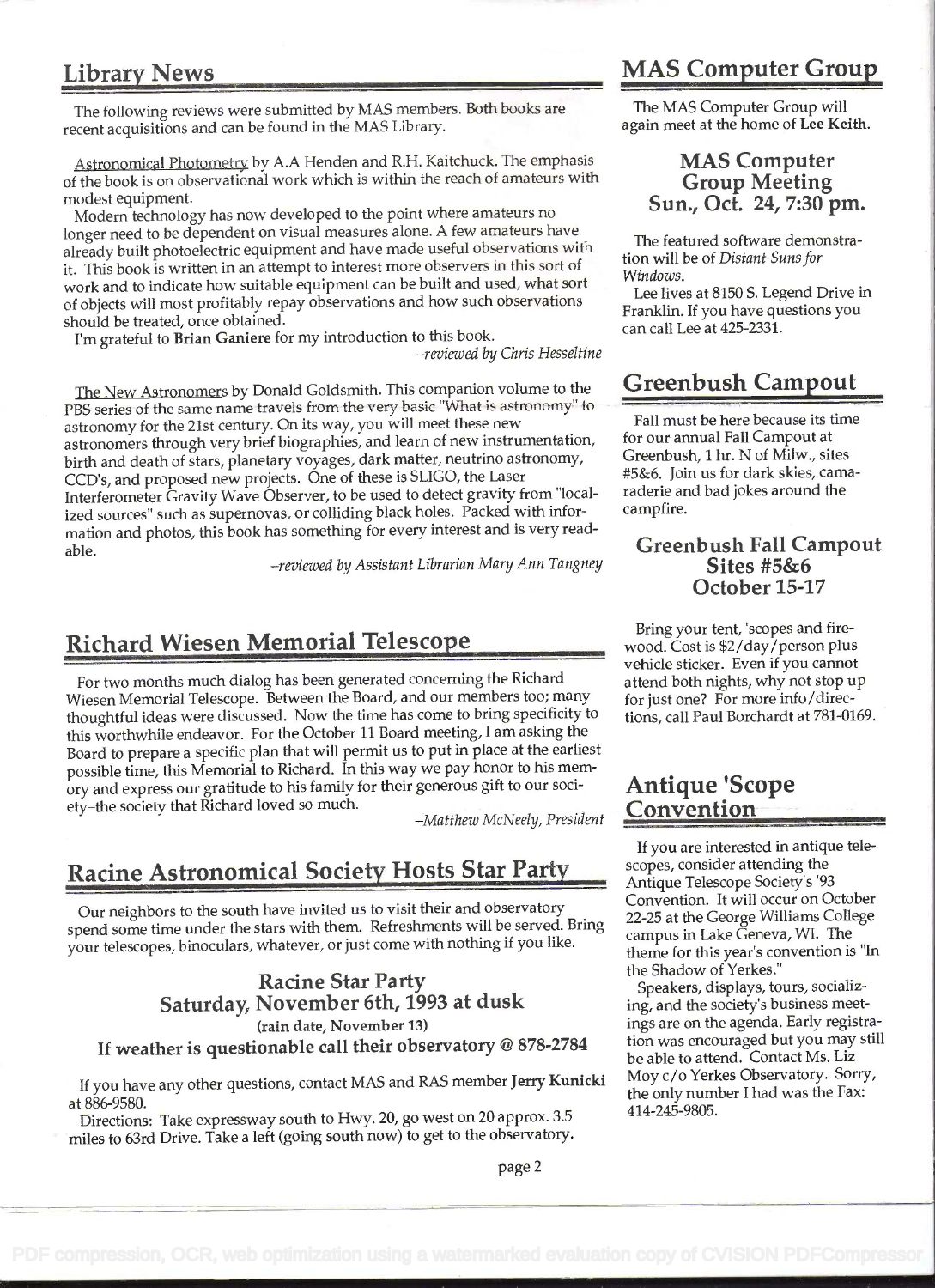## Library News

The following reviews were submitted by MAS members. Both books are recent acquisitions and can be found in the MAS Library.

Astronomical Photometry by A.A Henden and R.H. Kaitchuck. The emphasis of the book is on observational work which is within the reach of amateurs with modest equipment.

Modern technology has now developed to the point where amateurs no longer need to be dependent on visual measures alone. A few amateurs have already built photoelectric equipment and have made useful observations with it. This book is written in an attempt to interest more observers in this sort of work and to indicate how suitable equipment can be built and used, what sort of objects will most profitably repay observations and how such observations should be treated, once obtained.

I'm grateful to **Brian Ganiere** for my introduction to this book.

*–reviewed by Chris Hesseltine*

The New Astronomers by Donald Goldsmith. This companion volume to the PBS series of the same name travels from the very basic "What is astronomy" to astronomy for the 21st century. On its way, you will meet these new astronomers through very brief biographies, and learn of new instrumentation, birth and death of stars, planetary voyages, dark matter, neutrino astronomy, CCD's, and proposed new projects. One of these is SLIGO, the Laser Interferometer Gravity Wave Observer, to be used to detect gravity from "localized sources" such as supernovas, or colliding black holes. Packed with information and photos, this book has something for every interest and is very readable.

*–reviewed by Assistant Librarian Mary Ann Tangney*

## Richard Wiesen Memorial Telescope

For two months much dialog has been generated concerning the Richard Wiesen Memorial Telescope. Between the Board, and our members too; many thoughtful ideas were discussed. Now the time has come to bring specificity to this worthwhile endeavor. For the October 11 Board meeting, I am asking the Board to prepare a specific plan that will permit us to put in place at the earliest possible time, this Memorial to Richard. In this way we pay honor to his memory and express our gratitude to his family for their generous gift to our society–the society that Richard loved so much.

*–Matthew McNeely, President*

## Racine Astronomical Society Hosts Star Party

Our neighbors to the south have invited us to visit their and observatory spend some time under the stars with them. Refreshments will be served. Bring your telescopes, binoculars, whatever, or just come with nothing if you like.

### Racine Star Party
### Saturday, November 6th, 1993 at dusk
(rain date, November 13)

**If weather is questionable call their observatory @ 878-2784**

If you have any other questions, contact MAS and RAS member **Jerry Kunicki** at 886-9580.

Directions: Take expressway south to Hwy. 20, go west on 20 approx. 3.5 miles to 63rd Drive. Take a left (going south now) to get to the observatory.

## MAS Computer Group

The MAS Computer Group will again meet at the home of **Lee Keith.**

### MAS Computer Group Meeting
### Sun., Oct. 24, 7:30 pm.

The featured software demonstration will be of *Distant Suns for Windows.*

Lee lives at 8150 S. Legend Drive in Franklin. If you have questions you can call Lee at 425-2331.

## Greenbush Campout

Fall must be here because its time for our annual Fall Campout at Greenbush, 1 hr. N of Milw., sites #5&6. Join us for dark skies, camaraderie and bad jokes around the campfire.

### Greenbush Fall Campout
### Sites #5&6
### October 15-17

Bring your tent, 'scopes and firewood. Cost is $2/day/person plus vehicle sticker. Even if you cannot attend both nights, why not stop up for just one? For more info/directions, call Paul Borchardt at 781-0169.

## Antique 'Scope Convention

If you are interested in antique telescopes, consider attending the Antique Telescope Society's '93 Convention. It will occur on October 22-25 at the George Williams College campus in Lake Geneva, WI. The theme for this year's convention is "In the Shadow of Yerkes."

Speakers, displays, tours, socializing, and the society's business meetings are on the agenda. Early registration was encouraged but you may still be able to attend. Contact Ms. Liz Moy c/o Yerkes Observatory. Sorry, the only number I had was the Fax: 414-245-9805.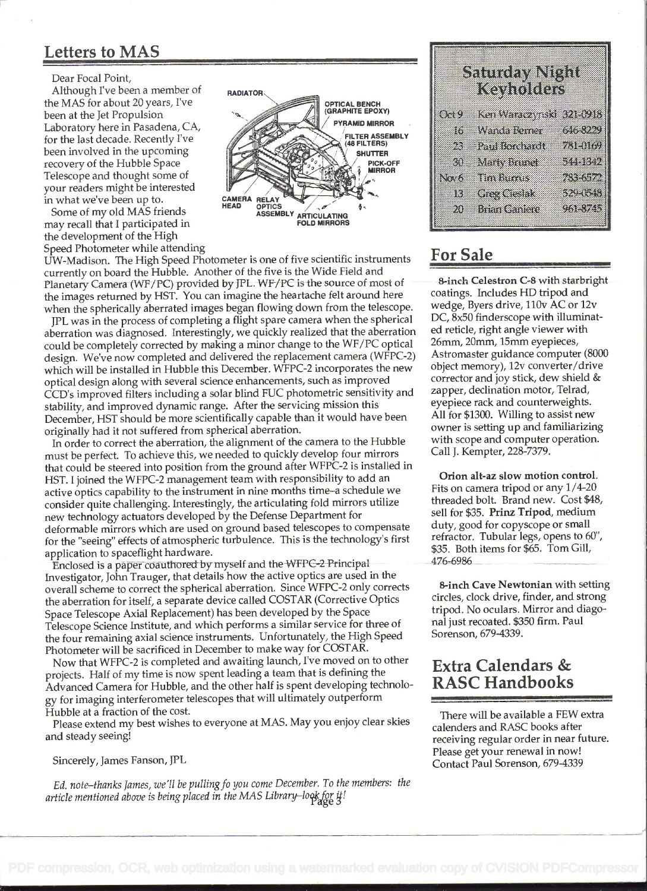## Letters to MAS

Dear Focal Point,

Although I've been a member of the MAS for about 20 years, I've been at the Jet Propulsion Laboratory here in Pasadena, CA, for the last decade. Recently I've been involved in the upcoming recovery of the Hubble Space Telescope and thought some of your readers might be interested in what we've been up to.

RADIATOR
OPTICAL BENCH (GRAPHITE EPOXY)
PYRAMID MIRROR
FILTER ASSEMBLY (48 FILTERS)
SHUTTER
PICK-OFF MIRROR
CAMERA HEAD
RELAY OPTICS ASSEMBLY
ARTICULATING FOLD MIRRORS

Some of my old MAS friends may recall that I participated in the development of the High Speed Photometer while attending UW-Madison. The High Speed Photometer is one of five scientific instruments currently on board the Hubble. Another of the five is the Wide Field and Planetary Camera (WF/PC) provided by JPL. WF/PC is the source of most of the images returned by HST. You can imagine the heartache felt around here when the spherically aberrated images began flowing down from the telescope.

JPL was in the process of completing a flight spare camera when the spherical aberration was diagnosed. Interestingly, we quickly realized that the aberration could be completely corrected by making a minor change to the WF/PC optical design. We've now completed and delivered the replacement camera (WFPC-2) which will be installed in Hubble this December. WFPC-2 incorporates the new optical design along with several science enhancements, such as improved CCD's improved filters including a solar blind FUC photometric sensitivity and stability, and improved dynamic range. After the servicing mission this December, HST should be more scientifically capable than it would have been originally had it not suffered from spherical aberration.

In order to correct the aberration, the alignment of the camera to the Hubble must be perfect. To achieve this, we needed to quickly develop four mirrors that could be steered into position from the ground after WFPC-2 is installed in HST. I joined the WFPC-2 management team with responsibility to add an active optics capability to the instrument in nine months time–a schedule we consider quite challenging. Interestingly, the articulating fold mirrors utilize new technology actuators developed by the Defense Department for deformable mirrors which are used on ground based telescopes to compensate for the "seeing" effects of atmospheric turbulence. This is the technology's first application to spaceflight hardware.

Enclosed is a paper coauthored by myself and the WFPC-2 Principal Investigator, John Trauger, that details how the active optics are used in the overall scheme to correct the spherical aberration. Since WFPC-2 only corrects the aberration for itself, a separate device called COSTAR (Corrective Optics Space Telescope Axial Replacement) has been developed by the Space Telescope Science Institute, and which performs a similar service for three of the four remaining axial science instruments. Unfortunately, the High Speed Photometer will be sacrificed in December to make way for COSTAR.

Now that WFPC-2 is completed and awaiting launch, I've moved on to other projects. Half of my time is now spent leading a team that is defining the Advanced Camera for Hubble, and the other half is spent developing technology for imaging interferometer telescopes that will ultimately outperform Hubble at a fraction of the cost.

Please extend my best wishes to everyone at MAS. May you enjoy clear skies and steady seeing!

Sincerely, James Fanson, JPL

*Ed. note–thanks James, we'll be pulling fo you come December. To the members: the article mentioned above is being placed in the MAS Library–look for it!*

## Saturday Night Keyholders

| | | |
|---|---|---|
| Oct 9 | Ken Waraczynski | 321-0918 |
| 16 | Wanda Berner | 646-8229 |
| 23 | Paul Borchardt | 781-0169 |
| 30 | Marty Brunet | 544-1342 |
| Nov 6 | Tim Burrus | 783-6572 |
| 13 | Greg Cieslak | 529-0548 |
| 20 | Brian Ganiere | 961-8745 |

## For Sale

**8-inch Celestron C-8** with starbright coatings. Includes HD tripod and wedge, Byers drive, 110v AC or 12v DC, 8x50 finderscope with illuminated reticle, right angle viewer with 26mm, 20mm, 15mm eyepieces, Astromaster guidance computer (8000 object memory), 12v converter/drive corrector and joy stick, dew shield & zapper, declination motor, Telrad, eyepiece rack and counterweights. All for $1300. Willing to assist new owner is setting up and familiarizing with scope and computer operation. Call J. Kempter, 228-7379.

**Orion alt-az slow motion control.** Fits on camera tripod or any 1/4-20 threaded bolt. Brand new. Cost $48, sell for $35. **Prinz Tripod**, medium duty, good for copyscope or small refractor. Tubular legs, opens to 60", $35. Both items for $65. Tom Gill, 476-6986

**8-inch Cave Newtonian** with setting circles, clock drive, finder, and strong tripod. No oculars. Mirror and diagonal just recoated. $350 firm. Paul Sorenson, 679-4339.

## Extra Calendars & RASC Handbooks

There will be available a FEW extra calenders and RASC books after receiving regular order in near future. Please get your renewal in now! Contact Paul Sorenson, 679-4339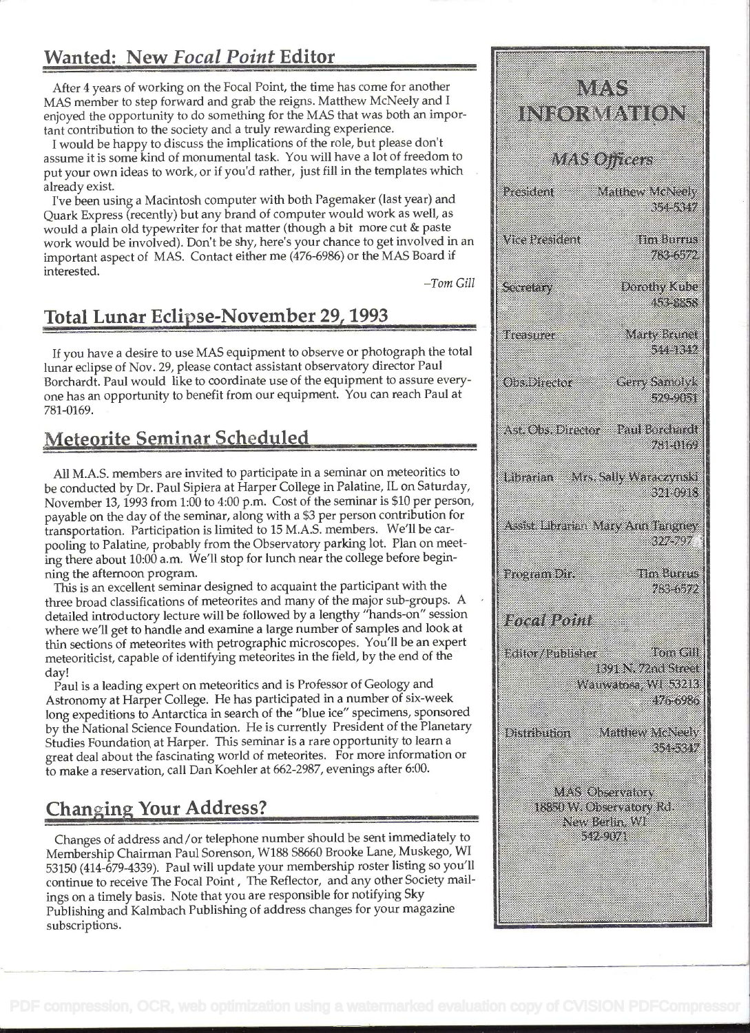## Wanted: New *Focal Point* Editor

After 4 years of working on the Focal Point, the time has come for another MAS member to step forward and grab the reigns. Matthew McNeely and I enjoyed the opportunity to do something for the MAS that was both an important contribution to the society and a truly rewarding experience.

I would be happy to discuss the implications of the role, but please don't assume it is some kind of monumental task. You will have a lot of freedom to put your own ideas to work, or if you'd rather, just fill in the templates which already exist.

I've been using a Macintosh computer with both Pagemaker (last year) and Quark Express (recently) but any brand of computer would work as well, as would a plain old typewriter for that matter (though a bit more cut & paste work would be involved). Don't be shy, here's your chance to get involved in an important aspect of MAS. Contact either me (476-6986) or the MAS Board if interested.

*–Tom Gill*

## Total Lunar Eclipse-November 29, 1993

If you have a desire to use MAS equipment to observe or photograph the total lunar eclipse of Nov. 29, please contact assistant observatory director Paul Borchardt. Paul would like to coordinate use of the equipment to assure everyone has an opportunity to benefit from our equipment. You can reach Paul at 781-0169.

## Meteorite Seminar Scheduled

All M.A.S. members are invited to participate in a seminar on meteoritics to be conducted by Dr. Paul Sipiera at Harper College in Palatine, IL on Saturday, November 13, 1993 from 1:00 to 4:00 p.m. Cost of the seminar is $10 per person, payable on the day of the seminar, along with a $3 per person contribution for transportation. Participation is limited to 15 M.A.S. members. We'll be carpooling to Palatine, probably from the Observatory parking lot. Plan on meeting there about 10:00 a.m. We'll stop for lunch near the college before beginning the afternoon program.

This is an excellent seminar designed to acquaint the participant with the three broad classifications of meteorites and many of the major sub-groups. A detailed introductory lecture will be followed by a lengthy "hands-on" session where we'll get to handle and examine a large number of samples and look at thin sections of meteorites with petrographic microscopes. You'll be an expert meteoriticist, capable of identifying meteorites in the field, by the end of the day!

Paul is a leading expert on meteoritics and is Professor of Geology and Astronomy at Harper College. He has participated in a number of six-week long expeditions to Antarctica in search of the "blue ice" specimens, sponsored by the National Science Foundation. He is currently President of the Planetary Studies Foundation at Harper. This seminar is a rare opportunity to learn a great deal about the fascinating world of meteorites. For more information or to make a reservation, call Dan Koehler at 662-2987, evenings after 6:00.

## Changing Your Address?

Changes of address and/or telephone number should be sent immediately to Membership Chairman Paul Sorenson, W188 S8660 Brooke Lane, Muskego, WI 53150 (414-679-4339). Paul will update your membership roster listing so you'll continue to receive The Focal Point, The Reflector, and any other Society mailings on a timely basis. Note that you are responsible for notifying Sky Publishing and Kalmbach Publishing of address changes for your magazine subscriptions.

# MAS INFORMATION

### *MAS Officers*

President — Matthew McNeely, 354-5347

Vice President — Tim Burrus, 783-6572

Secretary — Dorothy Kube, 453-8858

Treasurer — Marty Brunet, 544-1342

Obs.Director — Gerry Samolyk, 529-9051

Ast. Obs. Director — Paul Borchardt, 781-0169

Librarian — Mrs. Sally Waraczynski, 321-0918

Assist. Librarian — Mary Ann Tangney, 327-797

Program Dir. — Tim Burrus, 783-6572

### *Focal Point*

Editor/Publisher — Tom Gill, 1391 N. 72nd Street, Wauwatosa, WI 53213, 476-6986

Distribution — Matthew McNeely, 354-5347

MAS Observatory
18850 W. Observatory Rd.
New Berlin, WI
542-9071